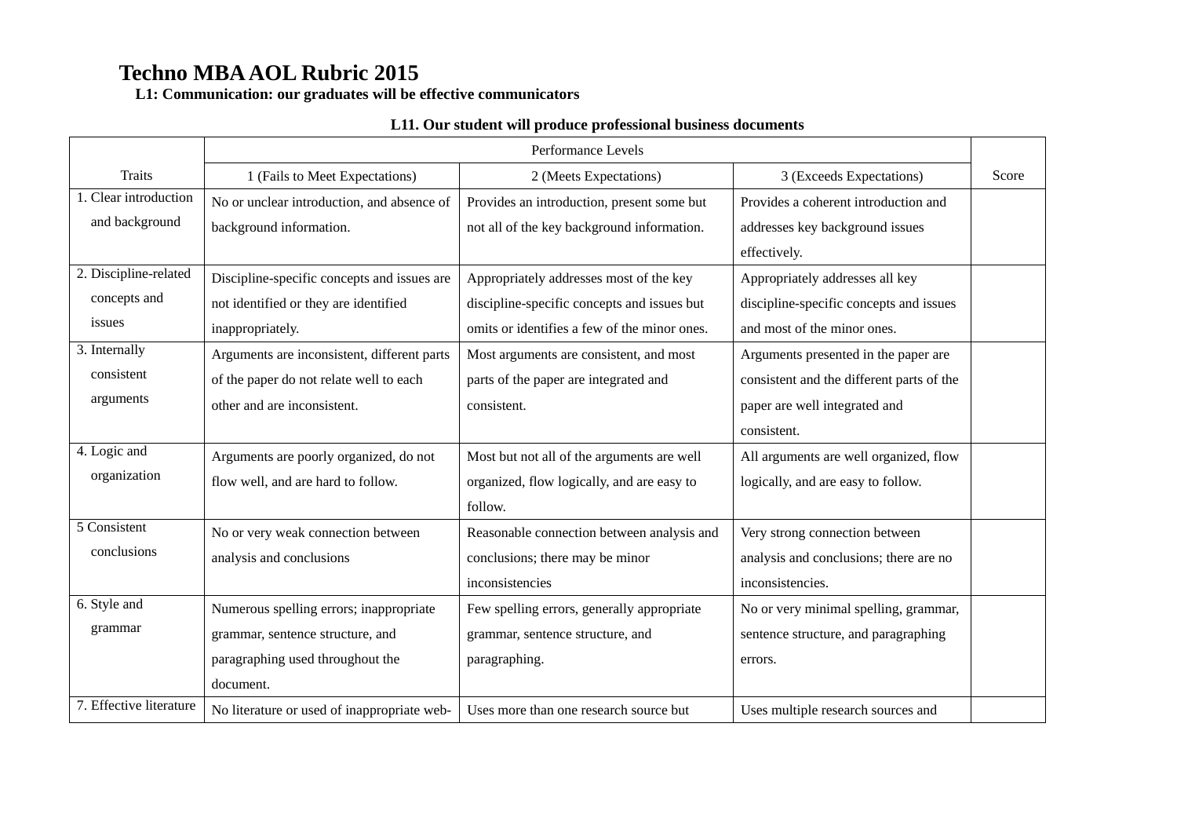# Techno MBA AOL Rubric 2015

**L1: Communication: our graduates will be effective communicators**

**L11. Our student will produce professional business documents**

| Traits | Performance Levels | | | Score |
|---|---|---|---|---|
| | 1 (Fails to Meet Expectations) | 2 (Meets Expectations) | 3 (Exceeds Expectations) | |
| 1. Clear introduction and background | No or unclear introduction, and absence of background information. | Provides an introduction, present some but not all of the key background information. | Provides a coherent introduction and addresses key background issues effectively. | |
| 2. Discipline-related concepts and issues | Discipline-specific concepts and issues are not identified or they are identified inappropriately. | Appropriately addresses most of the key discipline-specific concepts and issues but omits or identifies a few of the minor ones. | Appropriately addresses all key discipline-specific concepts and issues and most of the minor ones. | |
| 3. Internally consistent arguments | Arguments are inconsistent, different parts of the paper do not relate well to each other and are inconsistent. | Most arguments are consistent, and most parts of the paper are integrated and consistent. | Arguments presented in the paper are consistent and the different parts of the paper are well integrated and consistent. | |
| 4. Logic and organization | Arguments are poorly organized, do not flow well, and are hard to follow. | Most but not all of the arguments are well organized, flow logically, and are easy to follow. | All arguments are well organized, flow logically, and are easy to follow. | |
| 5 Consistent conclusions | No or very weak connection between analysis and conclusions | Reasonable connection between analysis and conclusions; there may be minor inconsistencies | Very strong connection between analysis and conclusions; there are no inconsistencies. | |
| 6. Style and grammar | Numerous spelling errors; inappropriate grammar, sentence structure, and paragraphing used throughout the document. | Few spelling errors, generally appropriate grammar, sentence structure, and paragraphing. | No or very minimal spelling, grammar, sentence structure, and paragraphing errors. | |
| 7. Effective literature | No literature or used of inappropriate web- | Uses more than one research source but | Uses multiple research sources and | |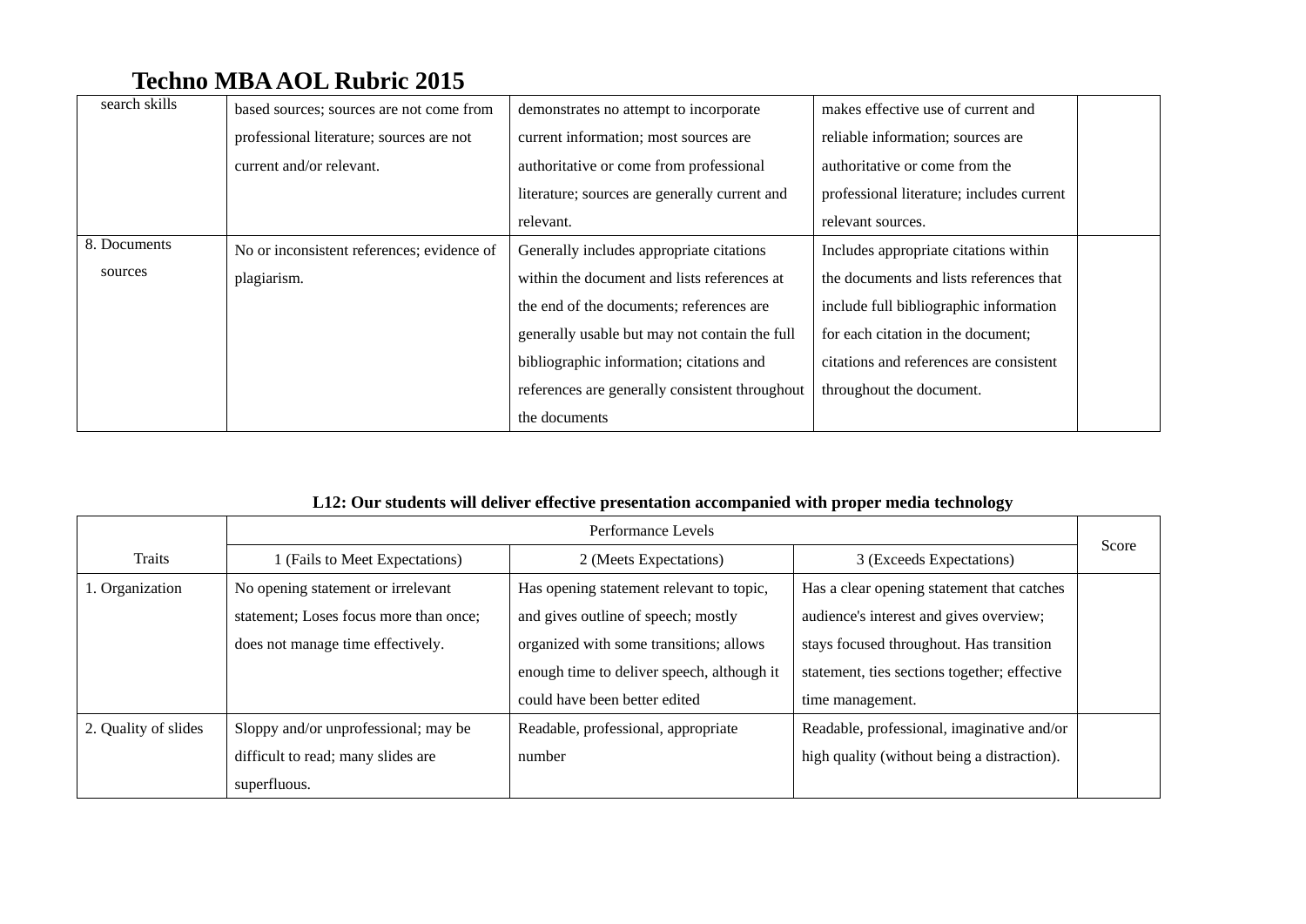# Techno MBA AOL Rubric 2015

| | | | | |
|---|---|---|---|---|
| search skills | based sources; sources are not come from professional literature; sources are not current and/or relevant. | demonstrates no attempt to incorporate current information; most sources are authoritative or come from professional literature; sources are generally current and relevant. | makes effective use of current and reliable information; sources are authoritative or come from the professional literature; includes current relevant sources. | |
| 8. Documents sources | No or inconsistent references; evidence of plagiarism. | Generally includes appropriate citations within the document and lists references at the end of the documents; references are generally usable but may not contain the full bibliographic information; citations and references are generally consistent throughout the documents | Includes appropriate citations within the documents and lists references that include full bibliographic information for each citation in the document; citations and references are consistent throughout the document. | |

**L12: Our students will deliver effective presentation accompanied with proper media technology**

| Traits | Performance Levels | | | Score |
|---|---|---|---|---|
| | 1 (Fails to Meet Expectations) | 2 (Meets Expectations) | 3 (Exceeds Expectations) | |
| 1. Organization | No opening statement or irrelevant statement; Loses focus more than once; does not manage time effectively. | Has opening statement relevant to topic, and gives outline of speech; mostly organized with some transitions; allows enough time to deliver speech, although it could have been better edited | Has a clear opening statement that catches audience's interest and gives overview; stays focused throughout. Has transition statement, ties sections together; effective time management. | |
| 2. Quality of slides | Sloppy and/or unprofessional; may be difficult to read; many slides are superfluous. | Readable, professional, appropriate number | Readable, professional, imaginative and/or high quality (without being a distraction). | |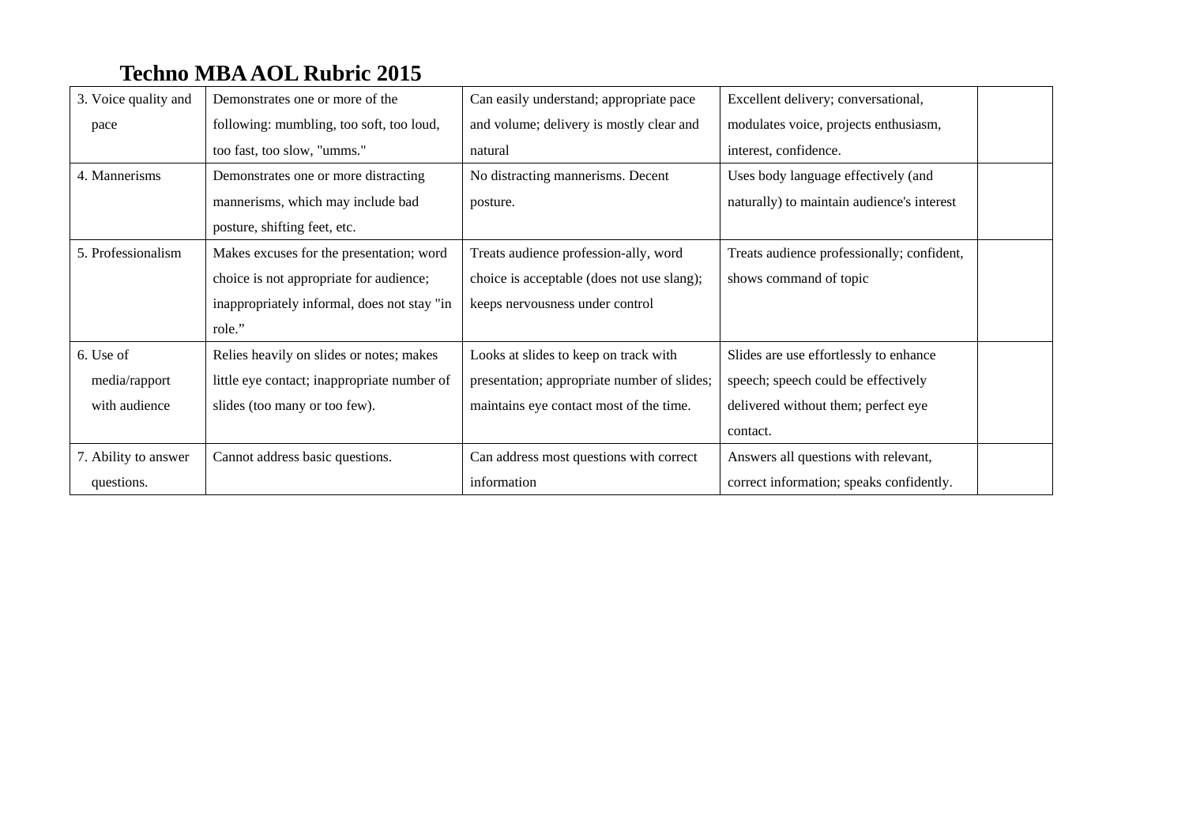# Techno MBA AOL Rubric 2015

| | | | | |
|---|---|---|---|---|
| 3. Voice quality and pace | Demonstrates one or more of the following: mumbling, too soft, too loud, too fast, too slow, "umms." | Can easily understand; appropriate pace and volume; delivery is mostly clear and natural | Excellent delivery; conversational, modulates voice, projects enthusiasm, interest, confidence. | |
| 4. Mannerisms | Demonstrates one or more distracting mannerisms, which may include bad posture, shifting feet, etc. | No distracting mannerisms. Decent posture. | Uses body language effectively (and naturally) to maintain audience's interest | |
| 5. Professionalism | Makes excuses for the presentation; word choice is not appropriate for audience; inappropriately informal, does not stay "in role." | Treats audience profession-ally, word choice is acceptable (does not use slang); keeps nervousness under control | Treats audience professionally; confident, shows command of topic | |
| 6. Use of media/rapport with audience | Relies heavily on slides or notes; makes little eye contact; inappropriate number of slides (too many or too few). | Looks at slides to keep on track with presentation; appropriate number of slides; maintains eye contact most of the time. | Slides are use effortlessly to enhance speech; speech could be effectively delivered without them; perfect eye contact. | |
| 7. Ability to answer questions. | Cannot address basic questions. | Can address most questions with correct information | Answers all questions with relevant, correct information; speaks confidently. | |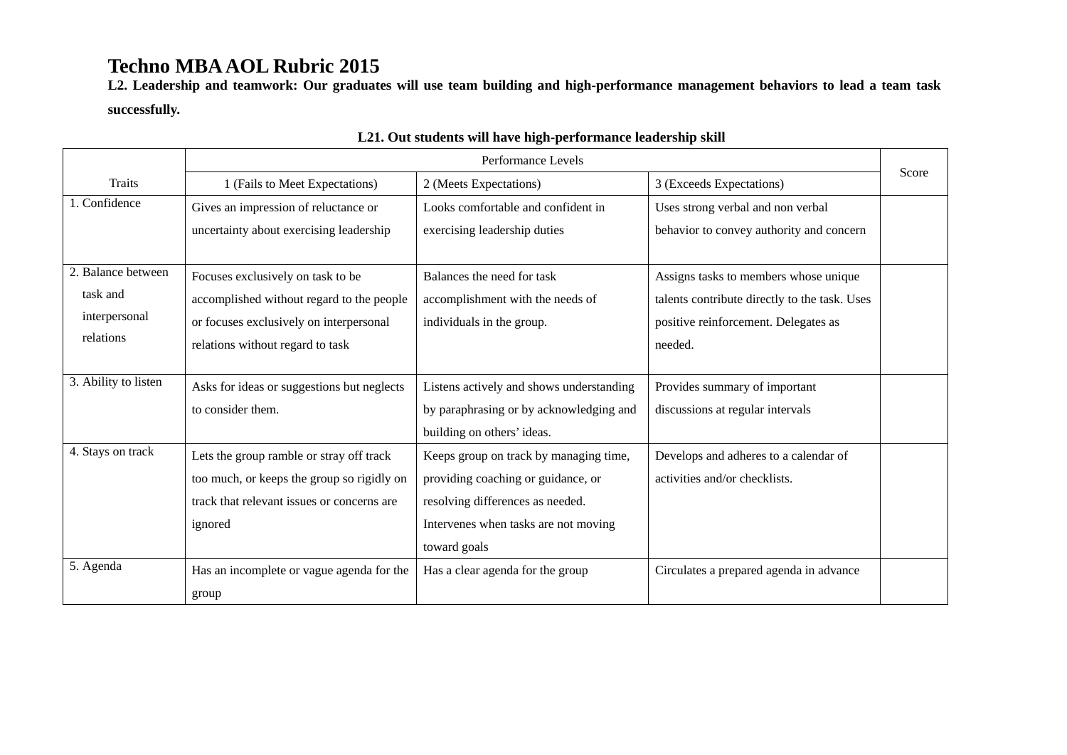# Techno MBA AOL Rubric 2015

**L2. Leadership and teamwork: Our graduates will use team building and high-performance management behaviors to lead a team task successfully.**

**L21. Out students will have high-performance leadership skill**

| Traits | Performance Levels | | | Score |
|---|---|---|---|---|
| | 1 (Fails to Meet Expectations) | 2 (Meets Expectations) | 3 (Exceeds Expectations) | |
| 1. Confidence | Gives an impression of reluctance or uncertainty about exercising leadership | Looks comfortable and confident in exercising leadership duties | Uses strong verbal and non verbal behavior to convey authority and concern | |
| 2. Balance between task and interpersonal relations | Focuses exclusively on task to be accomplished without regard to the people or focuses exclusively on interpersonal relations without regard to task | Balances the need for task accomplishment with the needs of individuals in the group. | Assigns tasks to members whose unique talents contribute directly to the task. Uses positive reinforcement. Delegates as needed. | |
| 3. Ability to listen | Asks for ideas or suggestions but neglects to consider them. | Listens actively and shows understanding by paraphrasing or by acknowledging and building on others' ideas. | Provides summary of important discussions at regular intervals | |
| 4. Stays on track | Lets the group ramble or stray off track too much, or keeps the group so rigidly on track that relevant issues or concerns are ignored | Keeps group on track by managing time, providing coaching or guidance, or resolving differences as needed. Intervenes when tasks are not moving toward goals | Develops and adheres to a calendar of activities and/or checklists. | |
| 5. Agenda | Has an incomplete or vague agenda for the group | Has a clear agenda for the group | Circulates a prepared agenda in advance | |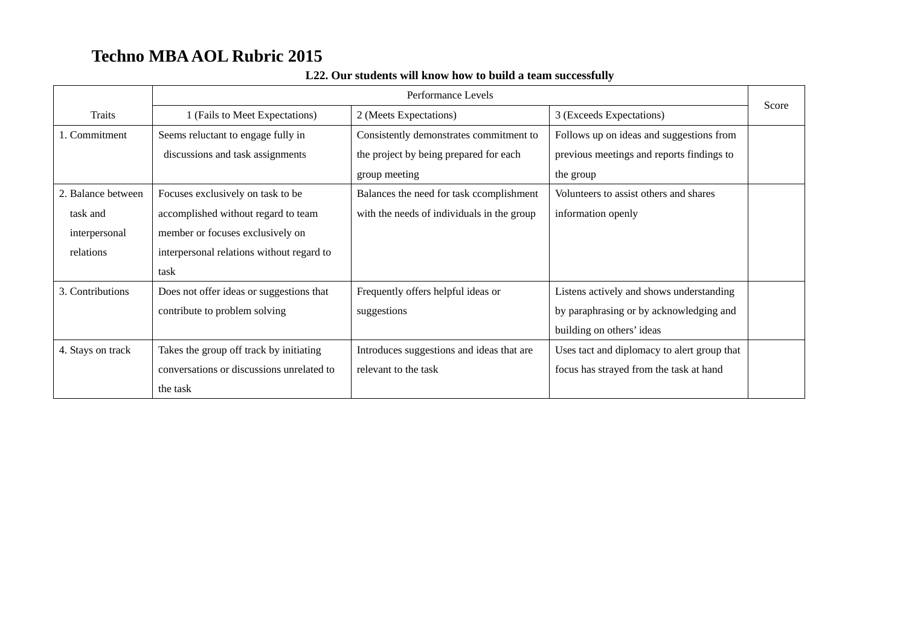# Techno MBA AOL Rubric 2015

**L22. Our students will know how to build a team successfully**

| Traits | Performance Levels | | | Score |
|---|---|---|---|---|
| | 1 (Fails to Meet Expectations) | 2 (Meets Expectations) | 3 (Exceeds Expectations) | |
| 1. Commitment | Seems reluctant to engage fully in discussions and task assignments | Consistently demonstrates commitment to the project by being prepared for each group meeting | Follows up on ideas and suggestions from previous meetings and reports findings to the group | |
| 2. Balance between task and interpersonal relations | Focuses exclusively on task to be accomplished without regard to team member or focuses exclusively on interpersonal relations without regard to task | Balances the need for task ccomplishment with the needs of individuals in the group | Volunteers to assist others and shares information openly | |
| 3. Contributions | Does not offer ideas or suggestions that contribute to problem solving | Frequently offers helpful ideas or suggestions | Listens actively and shows understanding by paraphrasing or by acknowledging and building on others' ideas | |
| 4. Stays on track | Takes the group off track by initiating conversations or discussions unrelated to the task | Introduces suggestions and ideas that are relevant to the task | Uses tact and diplomacy to alert group that focus has strayed from the task at hand | |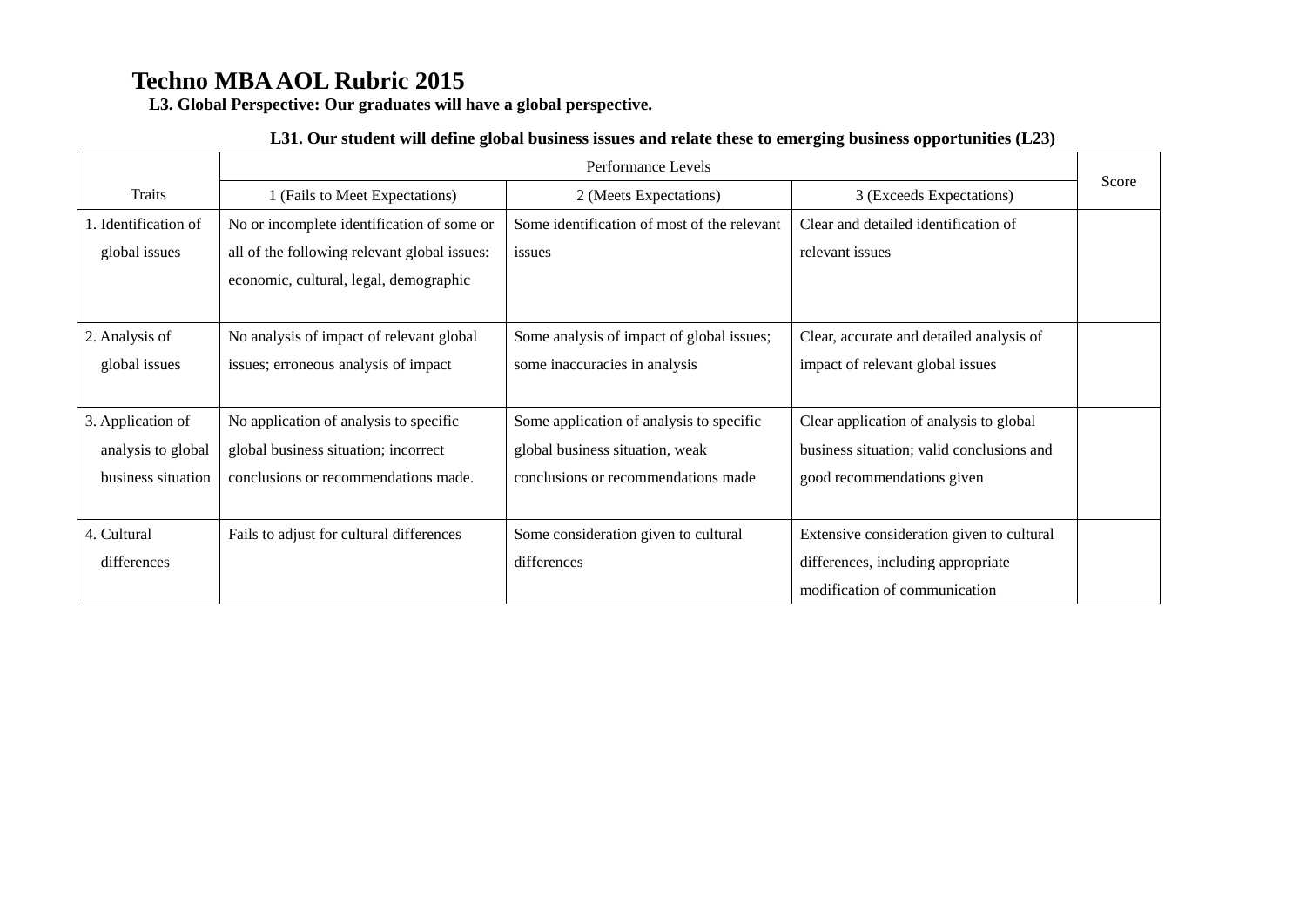# Techno MBA AOL Rubric 2015

**L3. Global Perspective: Our graduates will have a global perspective.**

**L31. Our student will define global business issues and relate these to emerging business opportunities (L23)**

| Traits | Performance Levels | | | Score |
|---|---|---|---|---|
| | 1 (Fails to Meet Expectations) | 2 (Meets Expectations) | 3 (Exceeds Expectations) | |
| 1. Identification of global issues | No or incomplete identification of some or all of the following relevant global issues: economic, cultural, legal, demographic | Some identification of most of the relevant issues | Clear and detailed identification of relevant issues | |
| 2. Analysis of global issues | No analysis of impact of relevant global issues; erroneous analysis of impact | Some analysis of impact of global issues; some inaccuracies in analysis | Clear, accurate and detailed analysis of impact of relevant global issues | |
| 3. Application of analysis to global business situation | No application of analysis to specific global business situation; incorrect conclusions or recommendations made. | Some application of analysis to specific global business situation, weak conclusions or recommendations made | Clear application of analysis to global business situation; valid conclusions and good recommendations given | |
| 4. Cultural differences | Fails to adjust for cultural differences | Some consideration given to cultural differences | Extensive consideration given to cultural differences, including appropriate modification of communication | |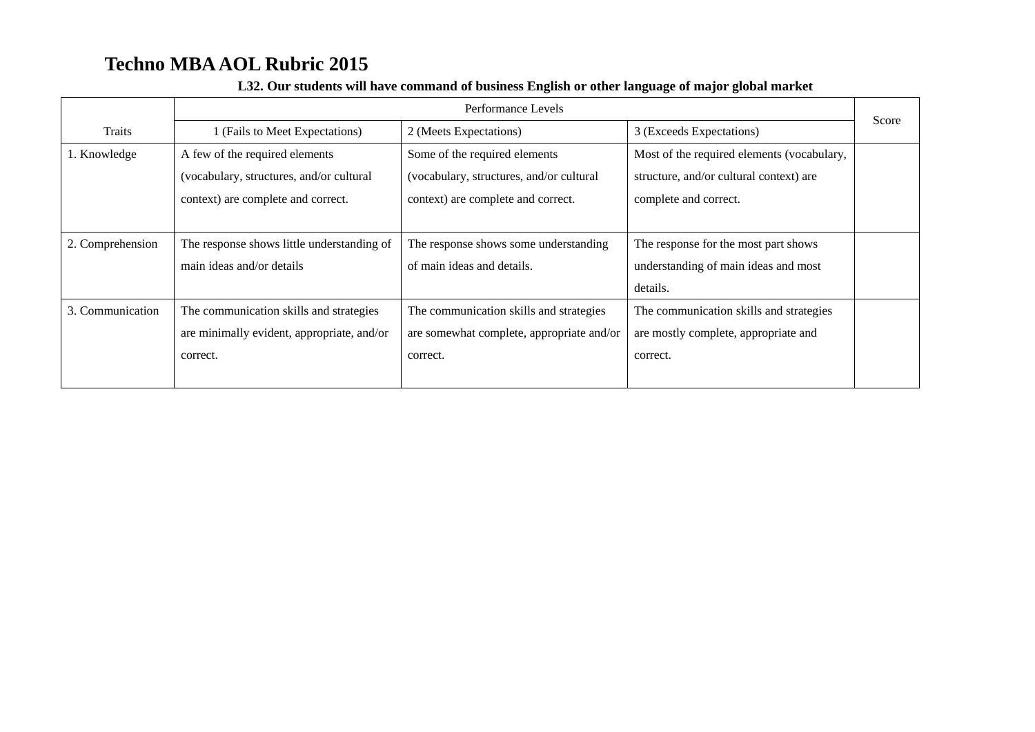# Techno MBA AOL Rubric 2015

**L32. Our students will have command of business English or other language of major global market**

| Traits | Performance Levels | | | Score |
|---|---|---|---|---|
| | 1 (Fails to Meet Expectations) | 2 (Meets Expectations) | 3 (Exceeds Expectations) | |
| 1. Knowledge | A few of the required elements (vocabulary, structures, and/or cultural context) are complete and correct. | Some of the required elements (vocabulary, structures, and/or cultural context) are complete and correct. | Most of the required elements (vocabulary, structure, and/or cultural context) are complete and correct. | |
| 2. Comprehension | The response shows little understanding of main ideas and/or details | The response shows some understanding of main ideas and details. | The response for the most part shows understanding of main ideas and most details. | |
| 3. Communication | The communication skills and strategies are minimally evident, appropriate, and/or correct. | The communication skills and strategies are somewhat complete, appropriate and/or correct. | The communication skills and strategies are mostly complete, appropriate and correct. | |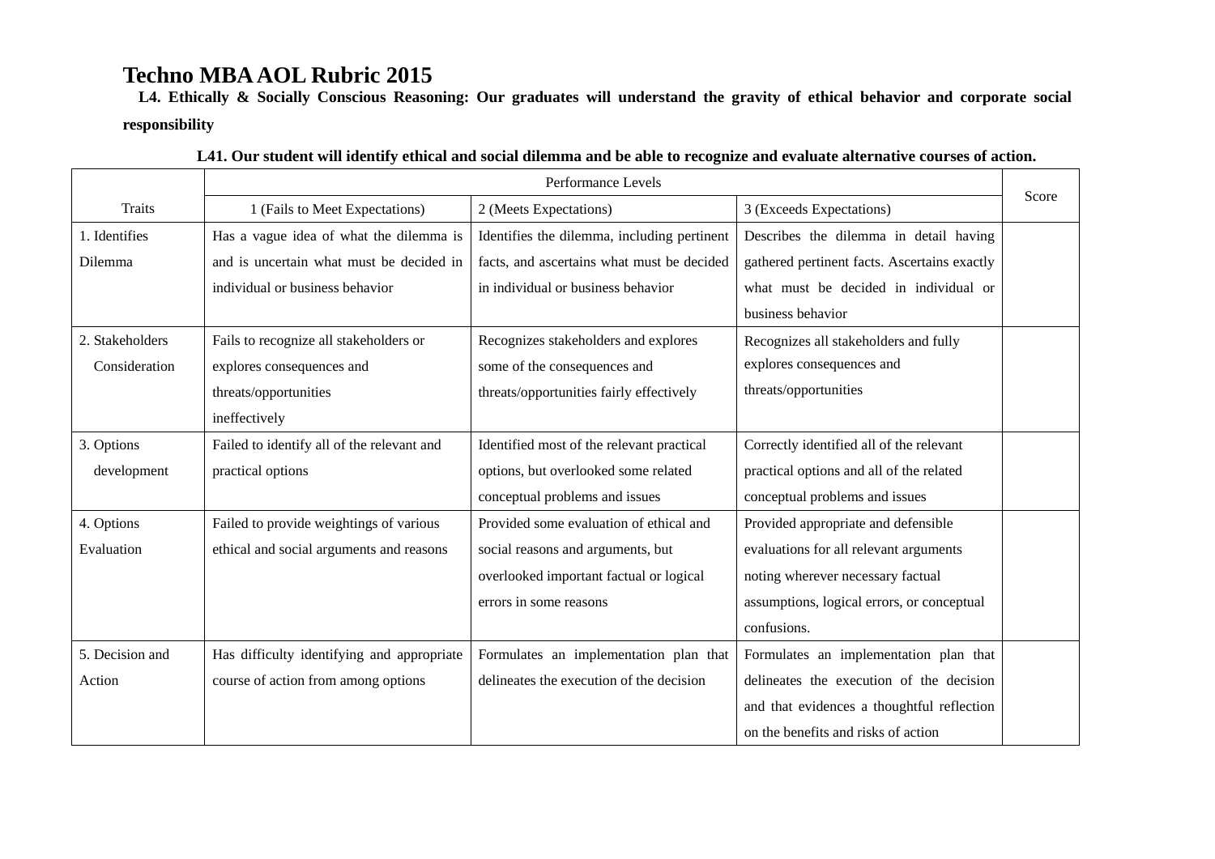# Techno MBA AOL Rubric 2015

**L4. Ethically & Socially Conscious Reasoning: Our graduates will understand the gravity of ethical behavior and corporate social responsibility**

**L41. Our student will identify ethical and social dilemma and be able to recognize and evaluate alternative courses of action.**

| Traits | Performance Levels | | | Score |
|---|---|---|---|---|
| | 1 (Fails to Meet Expectations) | 2 (Meets Expectations) | 3 (Exceeds Expectations) | |
| 1. Identifies Dilemma | Has a vague idea of what the dilemma is and is uncertain what must be decided in individual or business behavior | Identifies the dilemma, including pertinent facts, and ascertains what must be decided in individual or business behavior | Describes the dilemma in detail having gathered pertinent facts. Ascertains exactly what must be decided in individual or business behavior | |
| 2. Stakeholders Consideration | Fails to recognize all stakeholders or explores consequences and threats/opportunities ineffectively | Recognizes stakeholders and explores some of the consequences and threats/opportunities fairly effectively | Recognizes all stakeholders and fully explores consequences and threats/opportunities | |
| 3. Options development | Failed to identify all of the relevant and practical options | Identified most of the relevant practical options, but overlooked some related conceptual problems and issues | Correctly identified all of the relevant practical options and all of the related conceptual problems and issues | |
| 4. Options Evaluation | Failed to provide weightings of various ethical and social arguments and reasons | Provided some evaluation of ethical and social reasons and arguments, but overlooked important factual or logical errors in some reasons | Provided appropriate and defensible evaluations for all relevant arguments noting wherever necessary factual assumptions, logical errors, or conceptual confusions. | |
| 5. Decision and Action | Has difficulty identifying and appropriate course of action from among options | Formulates an implementation plan that delineates the execution of the decision | Formulates an implementation plan that delineates the execution of the decision and that evidences a thoughtful reflection on the benefits and risks of action | |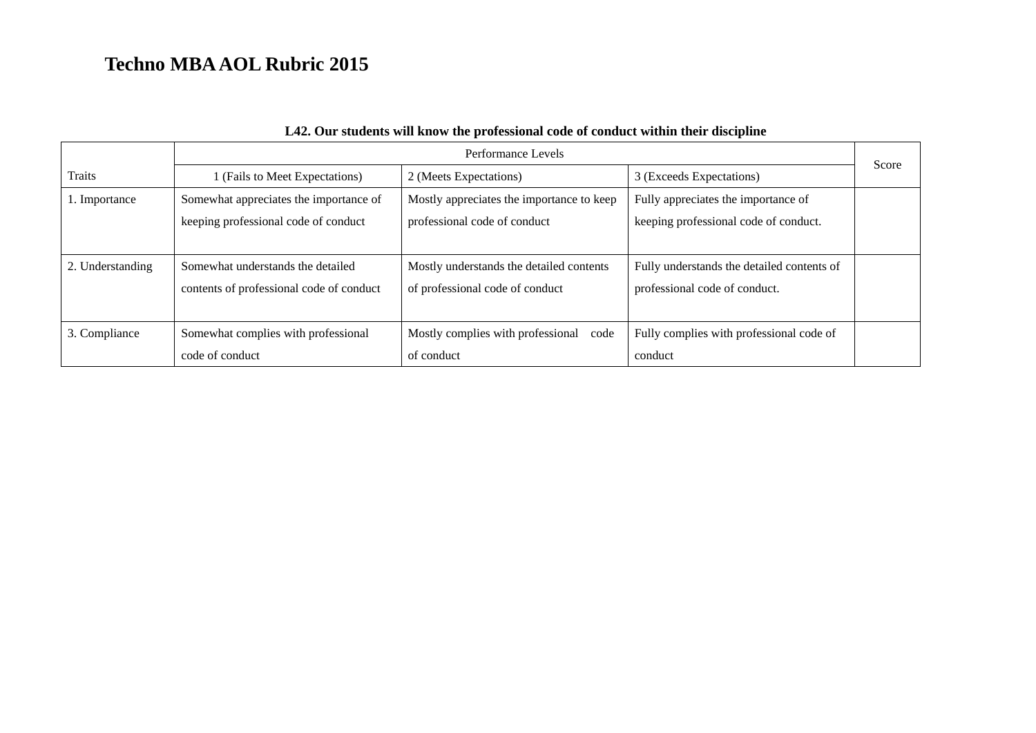# Techno MBA AOL Rubric 2015

**L42. Our students will know the professional code of conduct within their discipline**

| Traits | Performance Levels | | | Score |
|---|---|---|---|---|
| | 1 (Fails to Meet Expectations) | 2 (Meets Expectations) | 3 (Exceeds Expectations) | |
| 1. Importance | Somewhat appreciates the importance of keeping professional code of conduct | Mostly appreciates the importance to keep professional code of conduct | Fully appreciates the importance of keeping professional code of conduct. | |
| 2. Understanding | Somewhat understands the detailed contents of professional code of conduct | Mostly understands the detailed contents of professional code of conduct | Fully understands the detailed contents of professional code of conduct. | |
| 3. Compliance | Somewhat complies with professional code of conduct | Mostly complies with professional code of conduct | Fully complies with professional code of conduct | |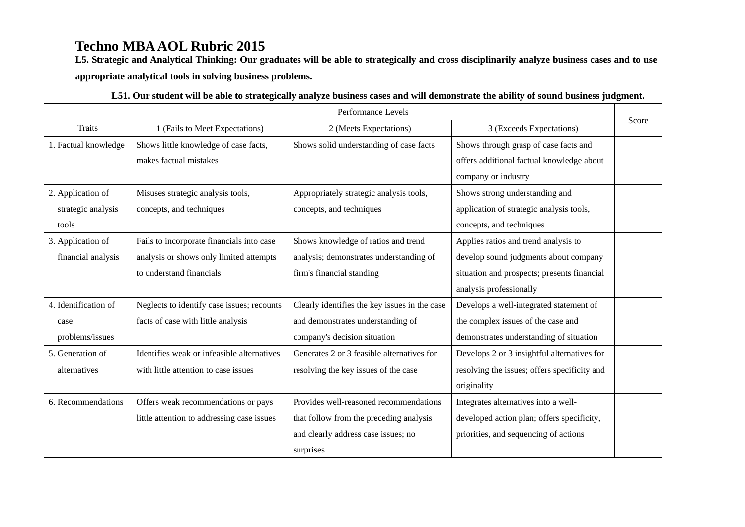# Techno MBA AOL Rubric 2015

**L5. Strategic and Analytical Thinking: Our graduates will be able to strategically and cross disciplinarily analyze business cases and to use appropriate analytical tools in solving business problems.**

**L51. Our student will be able to strategically analyze business cases and will demonstrate the ability of sound business judgment.**

| Traits | Performance Levels | | | Score |
|---|---|---|---|---|
| | 1 (Fails to Meet Expectations) | 2 (Meets Expectations) | 3 (Exceeds Expectations) | |
| 1. Factual knowledge | Shows little knowledge of case facts, makes factual mistakes | Shows solid understanding of case facts | Shows through grasp of case facts and offers additional factual knowledge about company or industry | |
| 2. Application of strategic analysis tools | Misuses strategic analysis tools, concepts, and techniques | Appropriately strategic analysis tools, concepts, and techniques | Shows strong understanding and application of strategic analysis tools, concepts, and techniques | |
| 3. Application of financial analysis | Fails to incorporate financials into case analysis or shows only limited attempts to understand financials | Shows knowledge of ratios and trend analysis; demonstrates understanding of firm's financial standing | Applies ratios and trend analysis to develop sound judgments about company situation and prospects; presents financial analysis professionally | |
| 4. Identification of case problems/issues | Neglects to identify case issues; recounts facts of case with little analysis | Clearly identifies the key issues in the case and demonstrates understanding of company's decision situation | Develops a well-integrated statement of the complex issues of the case and demonstrates understanding of situation | |
| 5. Generation of alternatives | Identifies weak or infeasible alternatives with little attention to case issues | Generates 2 or 3 feasible alternatives for resolving the key issues of the case | Develops 2 or 3 insightful alternatives for resolving the issues; offers specificity and originality | |
| 6. Recommendations | Offers weak recommendations or pays little attention to addressing case issues | Provides well-reasoned recommendations that follow from the preceding analysis and clearly address case issues; no surprises | Integrates alternatives into a well-developed action plan; offers specificity, priorities, and sequencing of actions | |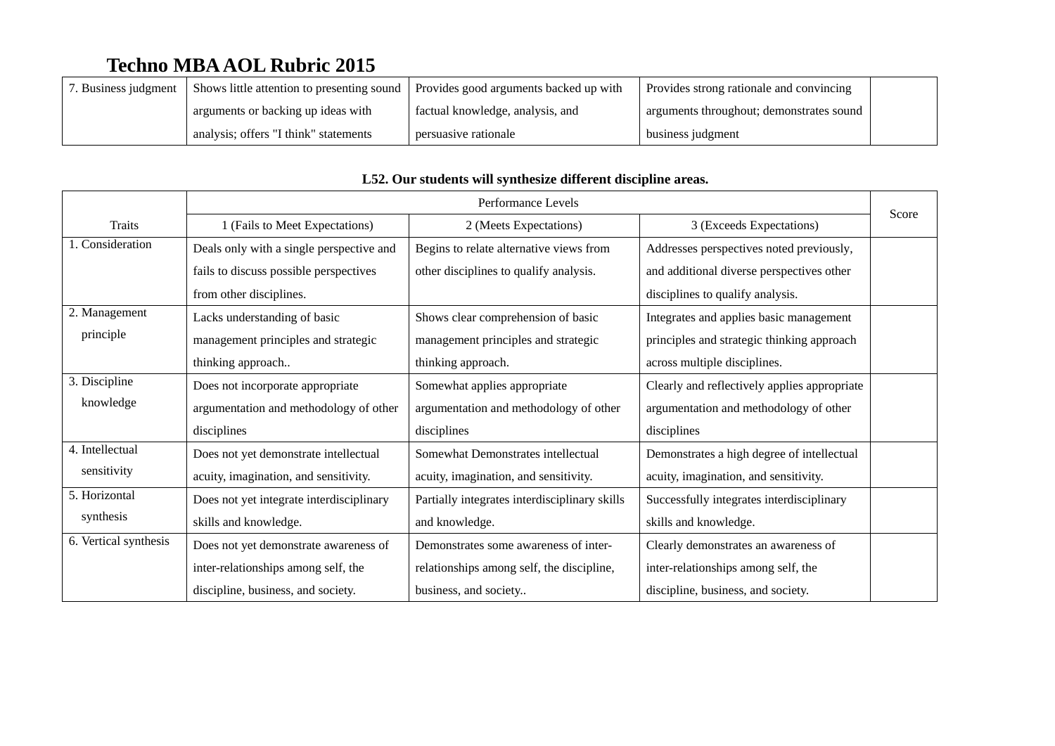# Techno MBA AOL Rubric 2015

| | | | | |
|---|---|---|---|---|
| 7. Business judgment | Shows little attention to presenting sound arguments or backing up ideas with analysis; offers "I think" statements | Provides good arguments backed up with factual knowledge, analysis, and persuasive rationale | Provides strong rationale and convincing arguments throughout; demonstrates sound business judgment | |

**L52. Our students will synthesize different discipline areas.**

| Traits | Performance Levels | | | Score |
|---|---|---|---|---|
| | 1 (Fails to Meet Expectations) | 2 (Meets Expectations) | 3 (Exceeds Expectations) | |
| 1. Consideration | Deals only with a single perspective and fails to discuss possible perspectives from other disciplines. | Begins to relate alternative views from other disciplines to qualify analysis. | Addresses perspectives noted previously, and additional diverse perspectives other disciplines to qualify analysis. | |
| 2. Management principle | Lacks understanding of basic management principles and strategic thinking approach.. | Shows clear comprehension of basic management principles and strategic thinking approach. | Integrates and applies basic management principles and strategic thinking approach across multiple disciplines. | |
| 3. Discipline knowledge | Does not incorporate appropriate argumentation and methodology of other disciplines | Somewhat applies appropriate argumentation and methodology of other disciplines | Clearly and reflectively applies appropriate argumentation and methodology of other disciplines | |
| 4. Intellectual sensitivity | Does not yet demonstrate intellectual acuity, imagination, and sensitivity. | Somewhat Demonstrates intellectual acuity, imagination, and sensitivity. | Demonstrates a high degree of intellectual acuity, imagination, and sensitivity. | |
| 5. Horizontal synthesis | Does not yet integrate interdisciplinary skills and knowledge. | Partially integrates interdisciplinary skills and knowledge. | Successfully integrates interdisciplinary skills and knowledge. | |
| 6. Vertical synthesis | Does not yet demonstrate awareness of inter-relationships among self, the discipline, business, and society. | Demonstrates some awareness of inter-relationships among self, the discipline, business, and society.. | Clearly demonstrates an awareness of inter-relationships among self, the discipline, business, and society. | |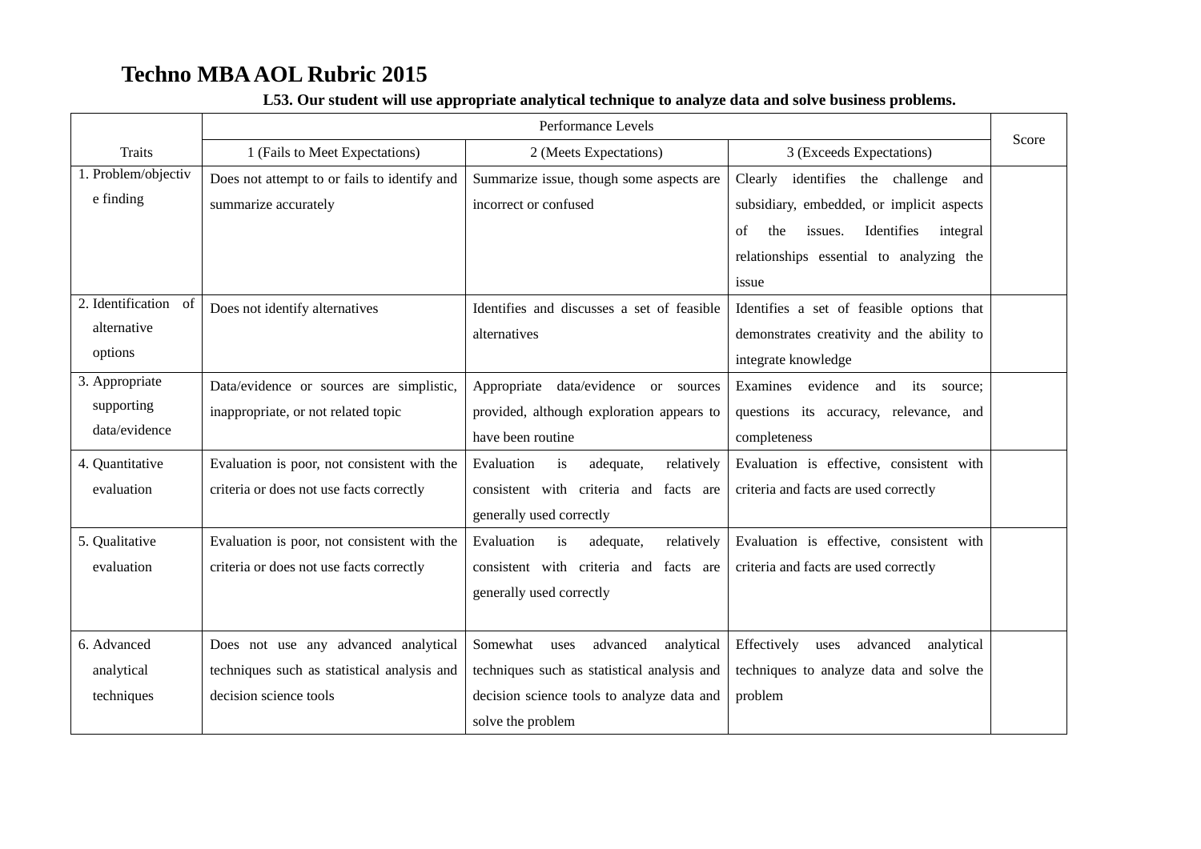# Techno MBA AOL Rubric 2015

**L53. Our student will use appropriate analytical technique to analyze data and solve business problems.**

| Traits | Performance Levels | | | Score |
|---|---|---|---|---|
| | 1 (Fails to Meet Expectations) | 2 (Meets Expectations) | 3 (Exceeds Expectations) | |
| 1. Problem/objective finding | Does not attempt to or fails to identify and summarize accurately | Summarize issue, though some aspects are incorrect or confused | Clearly identifies the challenge and subsidiary, embedded, or implicit aspects of the issues. Identifies integral relationships essential to analyzing the issue | |
| 2. Identification of alternative options | Does not identify alternatives | Identifies and discusses a set of feasible alternatives | Identifies a set of feasible options that demonstrates creativity and the ability to integrate knowledge | |
| 3. Appropriate supporting data/evidence | Data/evidence or sources are simplistic, inappropriate, or not related topic | Appropriate data/evidence or sources provided, although exploration appears to have been routine | Examines evidence and its source; questions its accuracy, relevance, and completeness | |
| 4. Quantitative evaluation | Evaluation is poor, not consistent with the criteria or does not use facts correctly | Evaluation is adequate, relatively consistent with criteria and facts are generally used correctly | Evaluation is effective, consistent with criteria and facts are used correctly | |
| 5. Qualitative evaluation | Evaluation is poor, not consistent with the criteria or does not use facts correctly | Evaluation is adequate, relatively consistent with criteria and facts are generally used correctly | Evaluation is effective, consistent with criteria and facts are used correctly | |
| 6. Advanced analytical techniques | Does not use any advanced analytical techniques such as statistical analysis and decision science tools | Somewhat uses advanced analytical techniques such as statistical analysis and decision science tools to analyze data and solve the problem | Effectively uses advanced analytical techniques to analyze data and solve the problem | |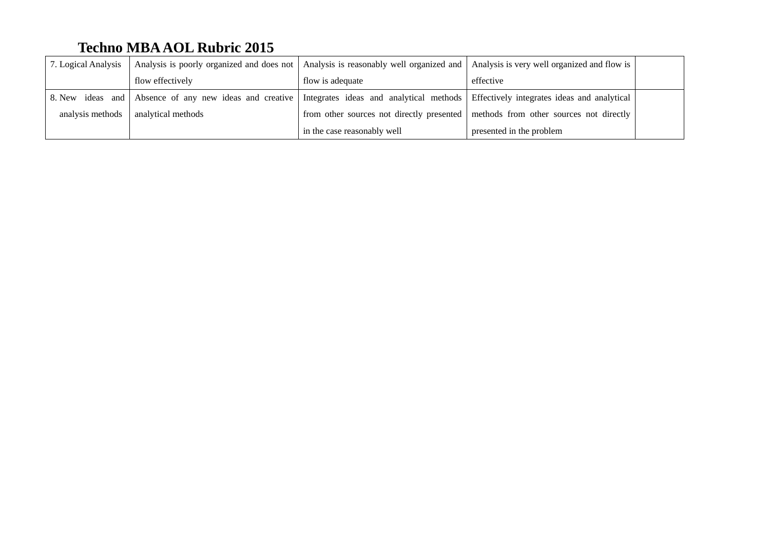**Techno MBA AOL Rubric 2015**

| | | | | |
|---|---|---|---|---|
| 7. Logical Analysis | Analysis is poorly organized and does not flow effectively | Analysis is reasonably well organized and flow is adequate | Analysis is very well organized and flow is effective | |
| 8. New ideas and analysis methods | Absence of any new ideas and creative analytical methods | Integrates ideas and analytical methods from other sources not directly presented in the case reasonably well | Effectively integrates ideas and analytical methods from other sources not directly presented in the problem | |